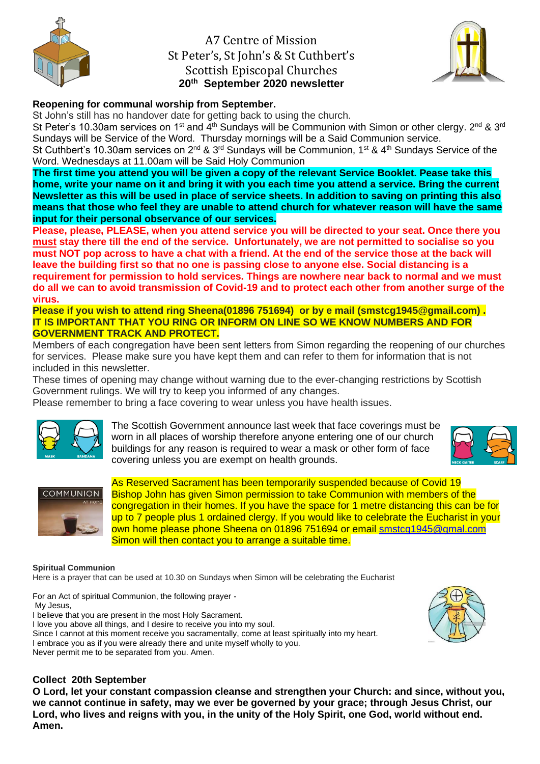# A7 Centre of Mission
# St Peter's, St John's & St Cuthbert's
# Scottish Episcopal Churches

**20th September 2020 newsletter**

**Reopening for communal worship from September.**

St John's still has no handover date for getting back to using the church.

St Peter's 10.30am services on 1st and 4th Sundays will be Communion with Simon or other clergy. 2nd & 3rd Sundays will be Service of the Word. Thursday mornings will be a Said Communion service.

St Cuthbert's 10.30am services on 2nd & 3rd Sundays will be Communion, 1st & 4th Sundays Service of the Word. Wednesdays at 11.00am will be Said Holy Communion

**The first time you attend you will be given a copy of the relevant Service Booklet. Pease take this home, write your name on it and bring it with you each time you attend a service. Bring the current Newsletter as this will be used in place of service sheets. In addition to saving on printing this also means that those who feel they are unable to attend church for whatever reason will have the same input for their personal observance of our services.**

**Please, please, PLEASE, when you attend service you will be directed to your seat. Once there you must stay there till the end of the service. Unfortunately, we are not permitted to socialise so you must NOT pop across to have a chat with a friend. At the end of the service those at the back will leave the building first so that no one is passing close to anyone else. Social distancing is a requirement for permission to hold services. Things are nowhere near back to normal and we must do all we can to avoid transmission of Covid-19 and to protect each other from another surge of the virus.**

**Please if you wish to attend ring Sheena(01896 751694) or by e mail (smstcg1945@gmail.com) . IT IS IMPORTANT THAT YOU RING OR INFORM ON LINE SO WE KNOW NUMBERS AND FOR GOVERNMENT TRACK AND PROTECT.**

Members of each congregation have been sent letters from Simon regarding the reopening of our churches for services. Please make sure you have kept them and can refer to them for information that is not included in this newsletter.

These times of opening may change without warning due to the ever-changing restrictions by Scottish Government rulings. We will try to keep you informed of any changes.

Please remember to bring a face covering to wear unless you have health issues.

The Scottish Government announce last week that face coverings must be worn in all places of worship therefore anyone entering one of our church buildings for any reason is required to wear a mask or other form of face covering unless you are exempt on health grounds.

As Reserved Sacrament has been temporarily suspended because of Covid 19 Bishop John has given Simon permission to take Communion with members of the congregation in their homes. If you have the space for 1 metre distancing this can be for up to 7 people plus 1 ordained clergy. If you would like to celebrate the Eucharist in your own home please phone Sheena on 01896 751694 or email smstcg1945@gmal.com Simon will then contact you to arrange a suitable time.

**Spiritual Communion**

Here is a prayer that can be used at 10.30 on Sundays when Simon will be celebrating the Eucharist

For an Act of spiritual Communion, the following prayer -
My Jesus,
I believe that you are present in the most Holy Sacrament.
I love you above all things, and I desire to receive you into my soul.
Since I cannot at this moment receive you sacramentally, come at least spiritually into my heart.
I embrace you as if you were already there and unite myself wholly to you.
Never permit me to be separated from you. Amen.

**Collect 20th September**

**O Lord, let your constant compassion cleanse and strengthen your Church: and since, without you, we cannot continue in safety, may we ever be governed by your grace; through Jesus Christ, our Lord, who lives and reigns with you, in the unity of the Holy Spirit, one God, world without end. Amen.**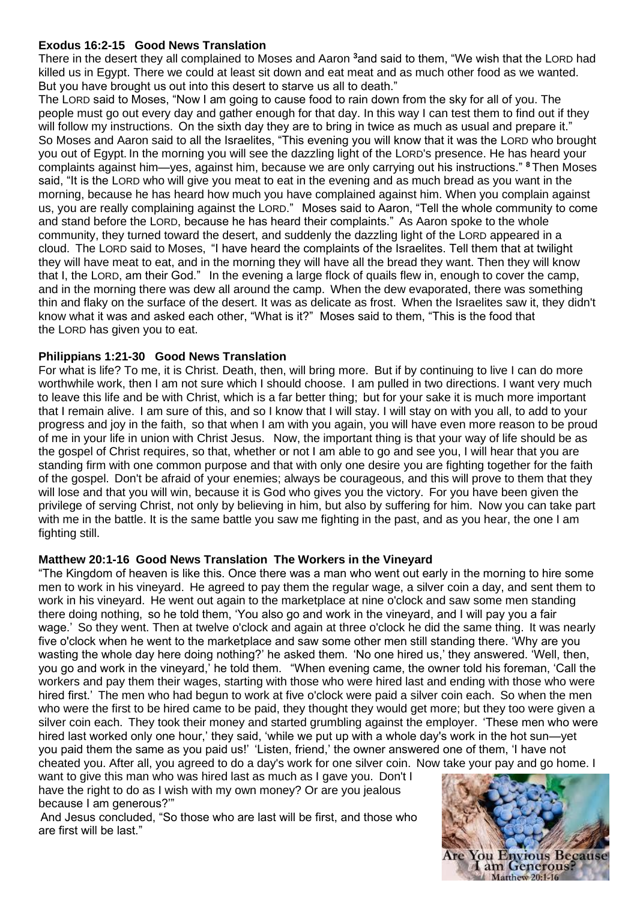**Exodus 16:2-15 Good News Translation**

There in the desert they all complained to Moses and Aaron [3]and said to them, "We wish that the LORD had killed us in Egypt. There we could at least sit down and eat meat and as much other food as we wanted. But you have brought us out into this desert to starve us all to death."

The LORD said to Moses, "Now I am going to cause food to rain down from the sky for all of you. The people must go out every day and gather enough for that day. In this way I can test them to find out if they will follow my instructions. On the sixth day they are to bring in twice as much as usual and prepare it." So Moses and Aaron said to all the Israelites, "This evening you will know that it was the LORD who brought you out of Egypt. In the morning you will see the dazzling light of the LORD's presence. He has heard your complaints against him—yes, against him, because we are only carrying out his instructions." [8] Then Moses said, "It is the LORD who will give you meat to eat in the evening and as much bread as you want in the morning, because he has heard how much you have complained against him. When you complain against us, you are really complaining against the LORD." Moses said to Aaron, "Tell the whole community to come and stand before the LORD, because he has heard their complaints." As Aaron spoke to the whole community, they turned toward the desert, and suddenly the dazzling light of the LORD appeared in a cloud. The LORD said to Moses, "I have heard the complaints of the Israelites. Tell them that at twilight they will have meat to eat, and in the morning they will have all the bread they want. Then they will know that I, the LORD, am their God." In the evening a large flock of quails flew in, enough to cover the camp, and in the morning there was dew all around the camp. When the dew evaporated, there was something thin and flaky on the surface of the desert. It was as delicate as frost. When the Israelites saw it, they didn't know what it was and asked each other, "What is it?" Moses said to them, "This is the food that the LORD has given you to eat.

**Philippians 1:21-30 Good News Translation**

For what is life? To me, it is Christ. Death, then, will bring more. But if by continuing to live I can do more worthwhile work, then I am not sure which I should choose. I am pulled in two directions. I want very much to leave this life and be with Christ, which is a far better thing; but for your sake it is much more important that I remain alive. I am sure of this, and so I know that I will stay. I will stay on with you all, to add to your progress and joy in the faith, so that when I am with you again, you will have even more reason to be proud of me in your life in union with Christ Jesus. Now, the important thing is that your way of life should be as the gospel of Christ requires, so that, whether or not I am able to go and see you, I will hear that you are standing firm with one common purpose and that with only one desire you are fighting together for the faith of the gospel. Don't be afraid of your enemies; always be courageous, and this will prove to them that they will lose and that you will win, because it is God who gives you the victory. For you have been given the privilege of serving Christ, not only by believing in him, but also by suffering for him. Now you can take part with me in the battle. It is the same battle you saw me fighting in the past, and as you hear, the one I am fighting still.

**Matthew 20:1-16 Good News Translation The Workers in the Vineyard**

"The Kingdom of heaven is like this. Once there was a man who went out early in the morning to hire some men to work in his vineyard. He agreed to pay them the regular wage, a silver coin a day, and sent them to work in his vineyard. He went out again to the marketplace at nine o'clock and saw some men standing there doing nothing, so he told them, 'You also go and work in the vineyard, and I will pay you a fair wage.' So they went. Then at twelve o'clock and again at three o'clock he did the same thing. It was nearly five o'clock when he went to the marketplace and saw some other men still standing there. 'Why are you wasting the whole day here doing nothing?' he asked them. 'No one hired us,' they answered. 'Well, then, you go and work in the vineyard,' he told them. "When evening came, the owner told his foreman, 'Call the workers and pay them their wages, starting with those who were hired last and ending with those who were hired first.' The men who had begun to work at five o'clock were paid a silver coin each. So when the men who were the first to be hired came to be paid, they thought they would get more; but they too were given a silver coin each. They took their money and started grumbling against the employer. 'These men who were hired last worked only one hour,' they said, 'while we put up with a whole day's work in the hot sun—yet you paid them the same as you paid us!' 'Listen, friend,' the owner answered one of them, 'I have not cheated you. After all, you agreed to do a day's work for one silver coin. Now take your pay and go home. I want to give this man who was hired last as much as I gave you. Don't I have the right to do as I wish with my own money? Or are you jealous because I am generous?'"

And Jesus concluded, "So those who are last will be first, and those who are first will be last."

Are You Envious Because I am Generous?
Matthew 20:1-16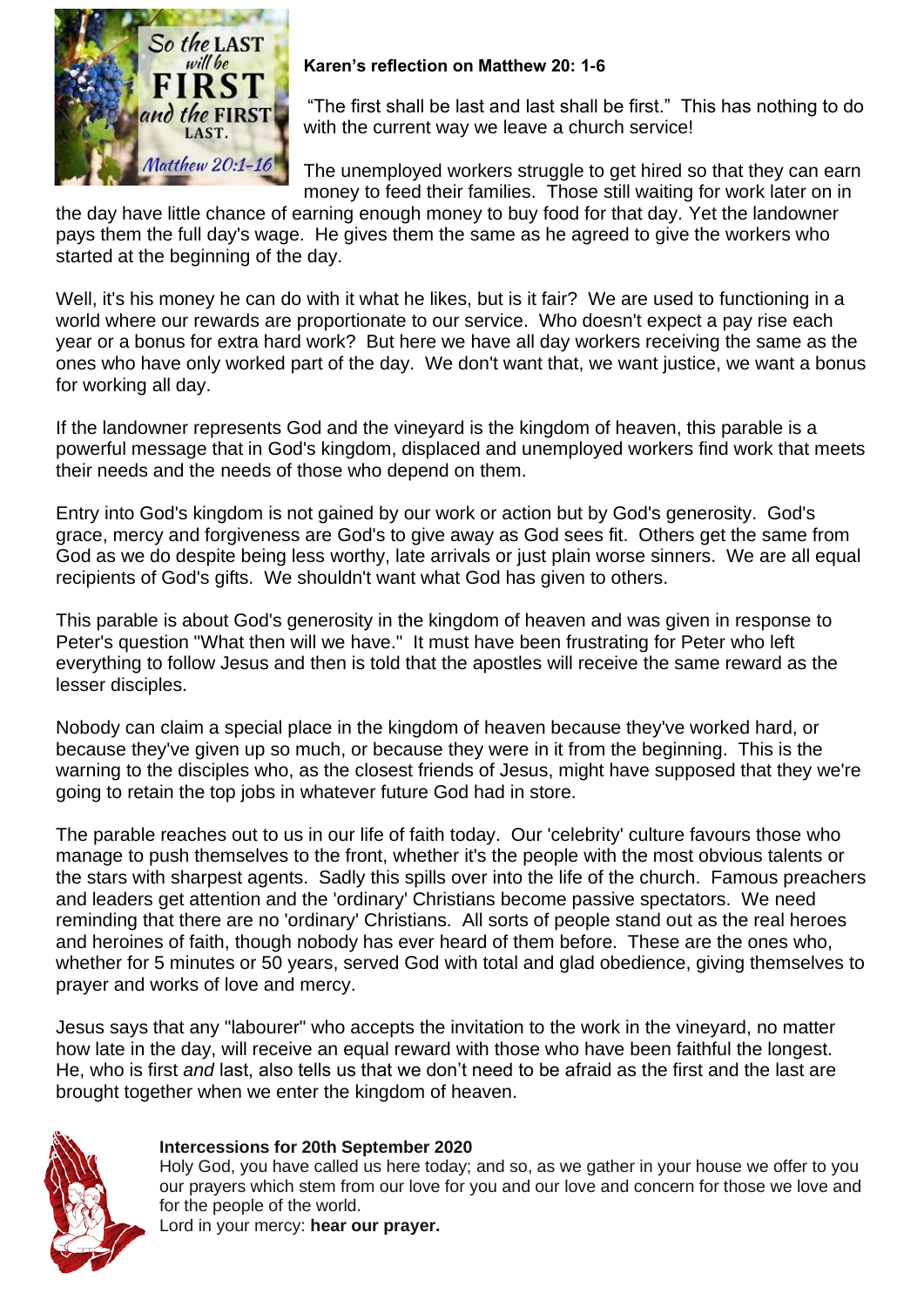**Karen's reflection on Matthew 20: 1-6**

"The first shall be last and last shall be first." This has nothing to do with the current way we leave a church service!

The unemployed workers struggle to get hired so that they can earn money to feed their families. Those still waiting for work later on in the day have little chance of earning enough money to buy food for that day. Yet the landowner pays them the full day's wage. He gives them the same as he agreed to give the workers who started at the beginning of the day.

Well, it's his money he can do with it what he likes, but is it fair? We are used to functioning in a world where our rewards are proportionate to our service. Who doesn't expect a pay rise each year or a bonus for extra hard work? But here we have all day workers receiving the same as the ones who have only worked part of the day. We don't want that, we want justice, we want a bonus for working all day.

If the landowner represents God and the vineyard is the kingdom of heaven, this parable is a powerful message that in God's kingdom, displaced and unemployed workers find work that meets their needs and the needs of those who depend on them.

Entry into God's kingdom is not gained by our work or action but by God's generosity. God's grace, mercy and forgiveness are God's to give away as God sees fit. Others get the same from God as we do despite being less worthy, late arrivals or just plain worse sinners. We are all equal recipients of God's gifts. We shouldn't want what God has given to others.

This parable is about God's generosity in the kingdom of heaven and was given in response to Peter's question "What then will we have." It must have been frustrating for Peter who left everything to follow Jesus and then is told that the apostles will receive the same reward as the lesser disciples.

Nobody can claim a special place in the kingdom of heaven because they've worked hard, or because they've given up so much, or because they were in it from the beginning. This is the warning to the disciples who, as the closest friends of Jesus, might have supposed that they we're going to retain the top jobs in whatever future God had in store.

The parable reaches out to us in our life of faith today. Our 'celebrity' culture favours those who manage to push themselves to the front, whether it's the people with the most obvious talents or the stars with sharpest agents. Sadly this spills over into the life of the church. Famous preachers and leaders get attention and the 'ordinary' Christians become passive spectators. We need reminding that there are no 'ordinary' Christians. All sorts of people stand out as the real heroes and heroines of faith, though nobody has ever heard of them before. These are the ones who, whether for 5 minutes or 50 years, served God with total and glad obedience, giving themselves to prayer and works of love and mercy.

Jesus says that any "labourer" who accepts the invitation to the work in the vineyard, no matter how late in the day, will receive an equal reward with those who have been faithful the longest. He, who is first *and* last, also tells us that we don't need to be afraid as the first and the last are brought together when we enter the kingdom of heaven.

**Intercessions for 20th September 2020**

Holy God, you have called us here today; and so, as we gather in your house we offer to you our prayers which stem from our love for you and our love and concern for those we love and for the people of the world.

Lord in your mercy: **hear our prayer.**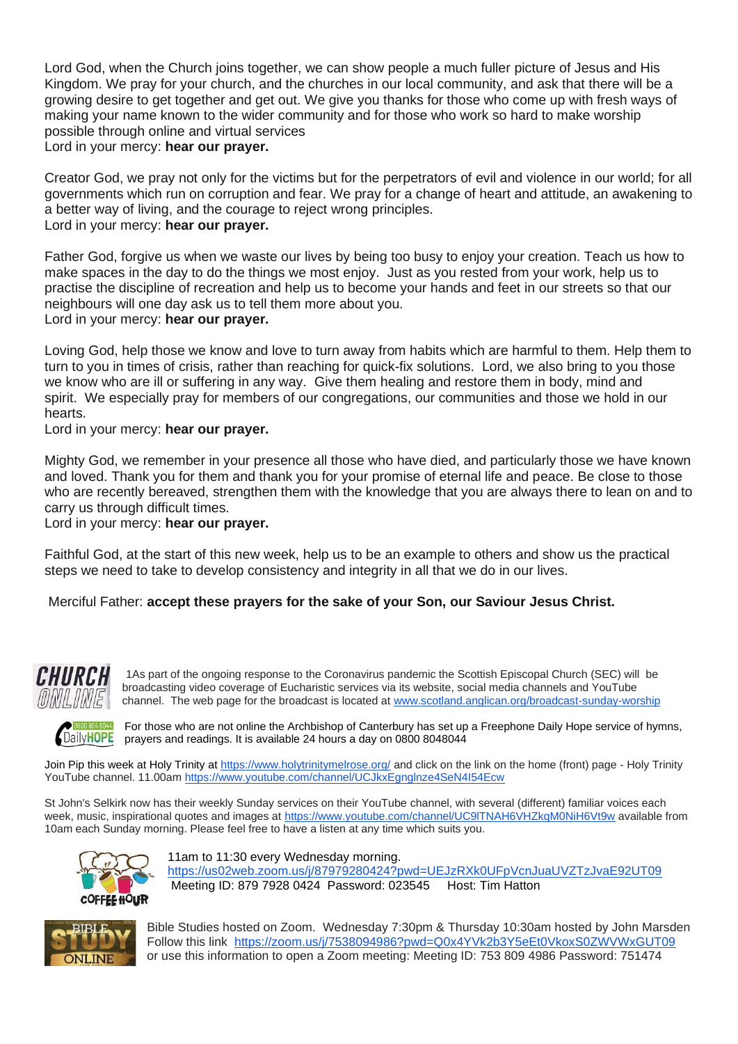Lord God, when the Church joins together, we can show people a much fuller picture of Jesus and His Kingdom. We pray for your church, and the churches in our local community, and ask that there will be a growing desire to get together and get out. We give you thanks for those who come up with fresh ways of making your name known to the wider community and for those who work so hard to make worship possible through online and virtual services
Lord in your mercy: **hear our prayer.**

Creator God, we pray not only for the victims but for the perpetrators of evil and violence in our world; for all governments which run on corruption and fear. We pray for a change of heart and attitude, an awakening to a better way of living, and the courage to reject wrong principles.
Lord in your mercy: **hear our prayer.**

Father God, forgive us when we waste our lives by being too busy to enjoy your creation. Teach us how to make spaces in the day to do the things we most enjoy. Just as you rested from your work, help us to practise the discipline of recreation and help us to become your hands and feet in our streets so that our neighbours will one day ask us to tell them more about you.
Lord in your mercy: **hear our prayer.**

Loving God, help those we know and love to turn away from habits which are harmful to them. Help them to turn to you in times of crisis, rather than reaching for quick-fix solutions. Lord, we also bring to you those we know who are ill or suffering in any way. Give them healing and restore them in body, mind and spirit. We especially pray for members of our congregations, our communities and those we hold in our hearts.
Lord in your mercy: **hear our prayer.**

Mighty God, we remember in your presence all those who have died, and particularly those we have known and loved. Thank you for them and thank you for your promise of eternal life and peace. Be close to those who are recently bereaved, strengthen them with the knowledge that you are always there to lean on and to carry us through difficult times.
Lord in your mercy: **hear our prayer.**

Faithful God, at the start of this new week, help us to be an example to others and show us the practical steps we need to take to develop consistency and integrity in all that we do in our lives.

Merciful Father: **accept these prayers for the sake of your Son, our Saviour Jesus Christ.**

CHURCH ONLINE

1As part of the ongoing response to the Coronavirus pandemic the Scottish Episcopal Church (SEC) will be broadcasting video coverage of Eucharistic services via its website, social media channels and YouTube channel. The web page for the broadcast is located at www.scotland.anglican.org/broadcast-sunday-worship

0800 804 8044 DailyHOPE

For those who are not online the Archbishop of Canterbury has set up a Freephone Daily Hope service of hymns, prayers and readings. It is available 24 hours a day on 0800 8048044

Join Pip this week at Holy Trinity at https://www.holytrinitymelrose.org/ and click on the link on the home (front) page - Holy Trinity YouTube channel. 11.00am https://www.youtube.com/channel/UCJkxEgnglnze4SeN4I54Ecw

St John's Selkirk now has their weekly Sunday services on their YouTube channel, with several (different) familiar voices each week, music, inspirational quotes and images at https://www.youtube.com/channel/UC9lTNAH6VHZkqM0NiH6Vt9w available from 10am each Sunday morning. Please feel free to have a listen at any time which suits you.

COFFEE HOUR

11am to 11:30 every Wednesday morning.
https://us02web.zoom.us/j/87979280424?pwd=UEJzRXk0UFpVcnJuaUVZTzJvaE92UT09
Meeting ID: 879 7928 0424 Password: 023545 Host: Tim Hatton

BIBLE STUDY ONLINE

Bible Studies hosted on Zoom. Wednesday 7:30pm & Thursday 10:30am hosted by John Marsden
Follow this link https://zoom.us/j/7538094986?pwd=Q0x4YVk2b3Y5eEt0VkoxS0ZWVWxGUT09
or use this information to open a Zoom meeting: Meeting ID: 753 809 4986 Password: 751474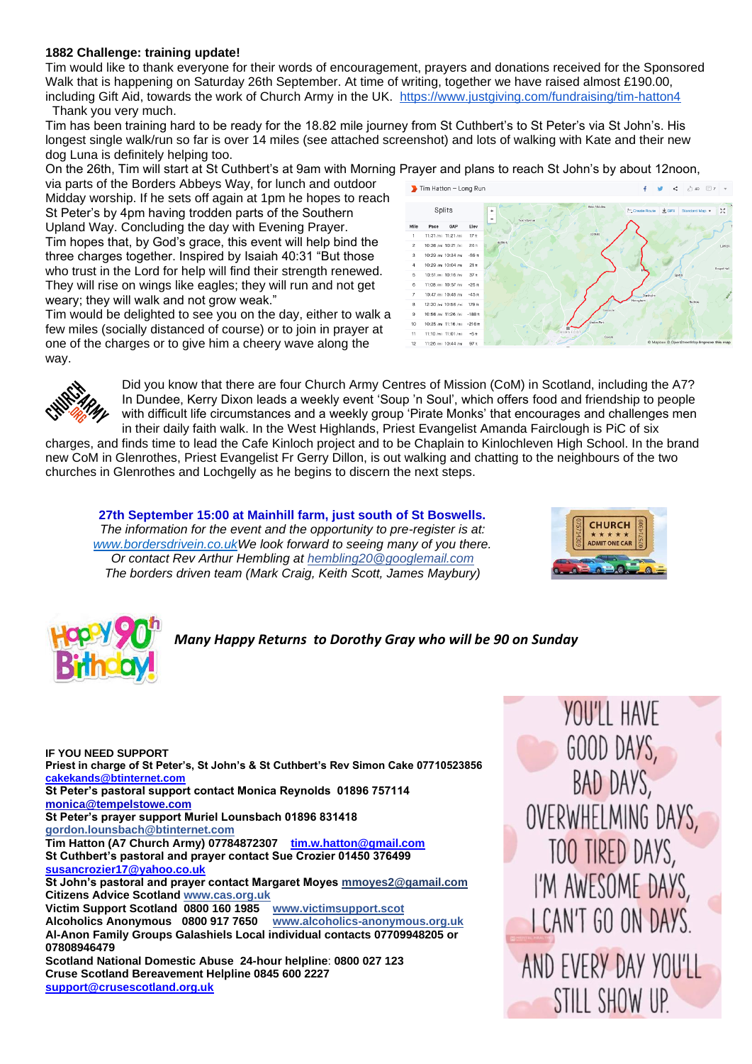**1882 Challenge: training update!**

Tim would like to thank everyone for their words of encouragement, prayers and donations received for the Sponsored Walk that is happening on Saturday 26th September. At time of writing, together we have raised almost £190.00, including Gift Aid, towards the work of Church Army in the UK. https://www.justgiving.com/fundraising/tim-hatton4 Thank you very much.

Tim has been training hard to be ready for the 18.82 mile journey from St Cuthbert's to St Peter's via St John's. His longest single walk/run so far is over 14 miles (see attached screenshot) and lots of walking with Kate and their new dog Luna is definitely helping too.

On the 26th, Tim will start at St Cuthbert's at 9am with Morning Prayer and plans to reach St John's by about 12noon, via parts of the Borders Abbeys Way, for lunch and outdoor Midday worship. If he sets off again at 1pm he hopes to reach St Peter's by 4pm having trodden parts of the Southern Upland Way. Concluding the day with Evening Prayer.

Tim hopes that, by God's grace, this event will help bind the three charges together. Inspired by Isaiah 40:31 "But those who trust in the Lord for help will find their strength renewed. They will rise on wings like eagles; they will run and not get weary; they will walk and not grow weak."

Tim would be delighted to see you on the day, either to walk a few miles (socially distanced of course) or to join in prayer at one of the charges or to give him a cheery wave along the way.

Did you know that there are four Church Army Centres of Mission (CoM) in Scotland, including the A7? In Dundee, Kerry Dixon leads a weekly event 'Soup 'n Soul', which offers food and friendship to people with difficult life circumstances and a weekly group 'Pirate Monks' that encourages and challenges men in their daily faith walk. In the West Highlands, Priest Evangelist Amanda Fairclough is PiC of six charges, and finds time to lead the Cafe Kinloch project and to be Chaplain to Kinlochleven High School. In the brand new CoM in Glenrothes, Priest Evangelist Fr Gerry Dillon, is out walking and chatting to the neighbours of the two churches in Glenrothes and Lochgelly as he begins to discern the next steps.

**27th September 15:00 at Mainhill farm, just south of St Boswells.**

*The information for the event and the opportunity to pre-register is at: www.bordersdrivein.co.uk We look forward to seeing many of you there.*

*Or contact Rev Arthur Hembling at hembling20@googlemail.com*

*The borders driven team (Mark Craig, Keith Scott, James Maybury)*

***Many Happy Returns to Dorothy Gray who will be 90 on Sunday***

**IF YOU NEED SUPPORT**

**Priest in charge of St Peter's, St John's & St Cuthbert's Rev Simon Cake 07710523856**
**cakekands@btinternet.com**

**St Peter's pastoral support contact Monica Reynolds 01896 757114**
**monica@tempelstowe.com**

**St Peter's prayer support Muriel Lounsbach 01896 831418**
**gordon.lounsbach@btinternet.com**

**Tim Hatton (A7 Church Army) 07784872307 tim.w.hatton@gmail.com**

**St Cuthbert's pastoral and prayer contact Sue Crozier 01450 376499**
**susancrozier17@yahoo.co.uk**

**St John's pastoral and prayer contact Margaret Moyes mmoyes2@gamail.com**

**Citizens Advice Scotland www.cas.org.uk**

**Victim Support Scotland 0800 160 1985 www.victimsupport.scot**

**Alcoholics Anonymous 0800 917 7650 www.alcoholics-anonymous.org.uk**

**Al-Anon Family Groups Galashiels Local individual contacts 07709948205 or 07808946479**

**Scotland National Domestic Abuse 24-hour helpline: 0800 027 123**

**Cruse Scotland Bereavement Helpline 0845 600 2227**
**support@crusescotland.org.uk**

YOU'LL HAVE GOOD DAYS, BAD DAYS, OVERWHELMING DAYS, TOO TIRED DAYS, I'M AWESOME DAYS, I CAN'T GO ON DAYS. AND EVERY DAY YOU'LL STILL SHOW UP.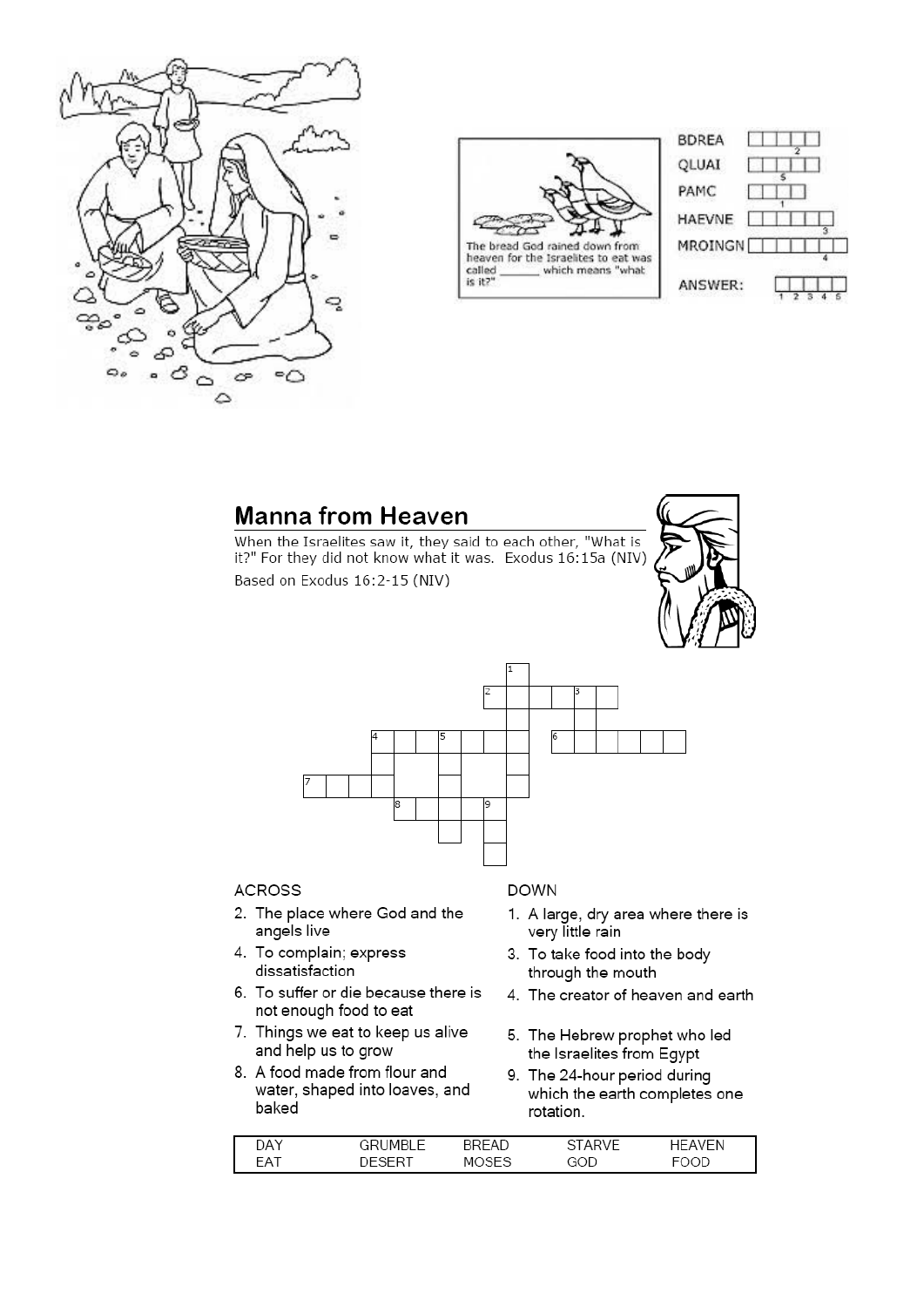The bread God rained down from heaven for the Israelites to eat was called _______ which means "what is it?"

BDREA
QLUAI
PAMC
HAEVNE
MROINGN

ANSWER:

## Manna from Heaven

When the Israelites saw it, they said to each other, "What is it?" For they did not know what it was. Exodus 16:15a (NIV)

Based on Exodus 16:2-15 (NIV)

**ACROSS**

2. The place where God and the angels live
4. To complain; express dissatisfaction
6. To suffer or die because there is not enough food to eat
7. Things we eat to keep us alive and help us to grow
8. A food made from flour and water, shaped into loaves, and baked

**DOWN**

1. A large, dry area where there is very little rain
3. To take food into the body through the mouth
4. The creator of heaven and earth
5. The Hebrew prophet who led the Israelites from Egypt
9. The 24-hour period during which the earth completes one rotation.

| DAY | GRUMBLE | BREAD | STARVE | HEAVEN |
|---|---|---|---|---|
| EAT | DESERT | MOSES | GOD | FOOD |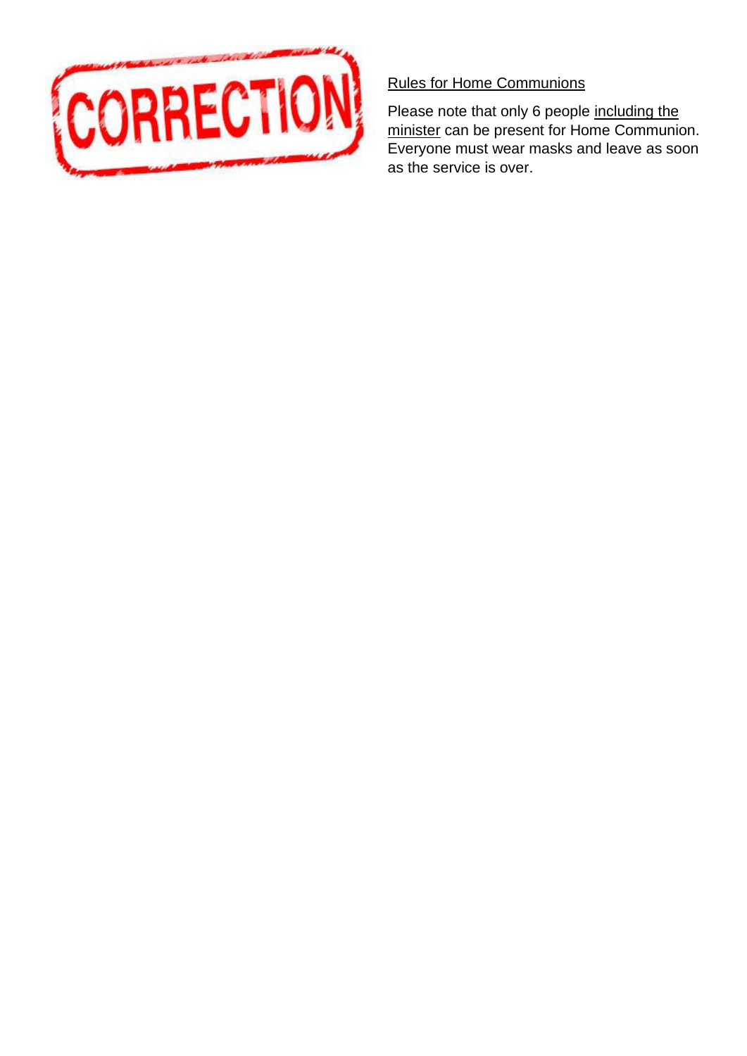**CORRECTION**

## Rules for Home Communions

Please note that only 6 people <u>including the minister</u> can be present for Home Communion. Everyone must wear masks and leave as soon as the service is over.